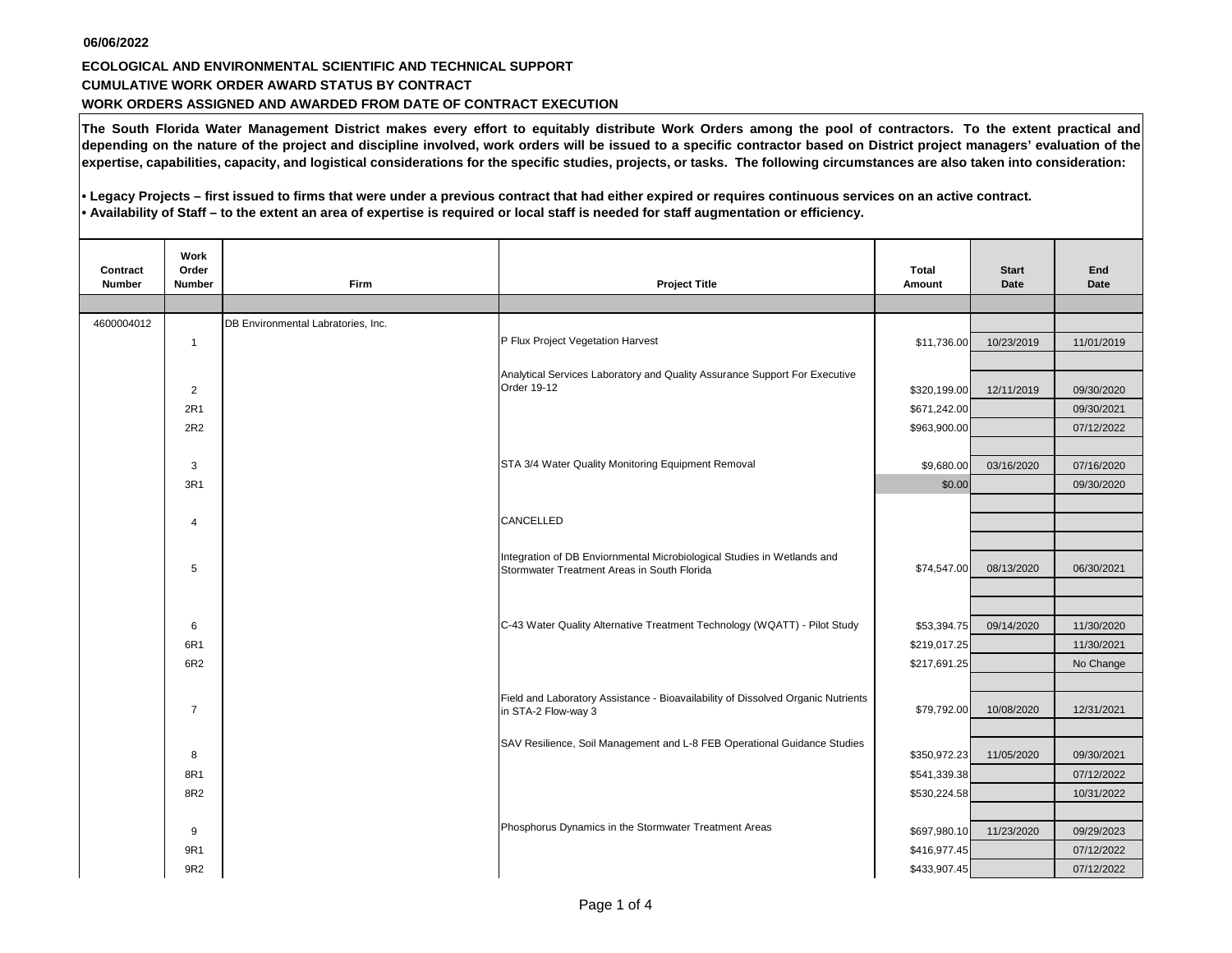06/06/2022

**ECOLOGICAL AND ENVIRONMENTAL SCIENTIFIC AND TECHNICAL SUPPORT**

**CUMULATIVE WORK ORDER AWARD STATUS BY CONTRACT**

**WORK ORDERS ASSIGNED AND AWARDED FROM DATE OF CONTRACT EXECUTION**

**The South Florida Water Management District makes every effort to equitably distribute Work Orders among the pool of contractors. To the extent practical and depending on the nature of the project and discipline involved, work orders will be issued to a specific contractor based on District project managers' evaluation of the expertise, capabilities, capacity, and logistical considerations for the specific studies, projects, or tasks. The following circumstances are also taken into consideration:**

- **Legacy Projects – first issued to firms that were under a previous contract that had either expired or requires continuous services on an active contract.**
- **Availability of Staff – to the extent an area of expertise is required or local staff is needed for staff augmentation or efficiency.**

| Contract Number | Work Order Number | Firm | Project Title | Total Amount | Start Date | End Date |
|---|---|---|---|---|---|---|
| 4600004012 | | DB Environmental Labratories, Inc. | | | | |
| | 1 | | P Flux Project Vegetation Harvest | $11,736.00 | 10/23/2019 | 11/01/2019 |
| | 2 | | Analytical Services Laboratory and Quality Assurance Support For Executive Order 19-12 | $320,199.00 | 12/11/2019 | 09/30/2020 |
| | 2R1 | | | $671,242.00 | | 09/30/2021 |
| | 2R2 | | | $963,900.00 | | 07/12/2022 |
| | 3 | | STA 3/4 Water Quality Monitoring Equipment Removal | $9,680.00 | 03/16/2020 | 07/16/2020 |
| | 3R1 | | | $0.00 | | 09/30/2020 |
| | 4 | | CANCELLED | | | |
| | 5 | | Integration of DB Enviornmental Microbiological Studies in Wetlands and Stormwater Treatment Areas in South Florida | $74,547.00 | 08/13/2020 | 06/30/2021 |
| | 6 | | C-43 Water Quality Alternative Treatment Technology (WQATT) - Pilot Study | $53,394.75 | 09/14/2020 | 11/30/2020 |
| | 6R1 | | | $219,017.25 | | 11/30/2021 |
| | 6R2 | | | $217,691.25 | | No Change |
| | 7 | | Field and Laboratory Assistance - Bioavailability of Dissolved Organic Nutrients in STA-2 Flow-way 3 | $79,792.00 | 10/08/2020 | 12/31/2021 |
| | 8 | | SAV Resilience, Soil Management and L-8 FEB Operational Guidance Studies | $350,972.23 | 11/05/2020 | 09/30/2021 |
| | 8R1 | | | $541,339.38 | | 07/12/2022 |
| | 8R2 | | | $530,224.58 | | 10/31/2022 |
| | 9 | | Phosphorus Dynamics in the Stormwater Treatment Areas | $697,980.10 | 11/23/2020 | 09/29/2023 |
| | 9R1 | | | $416,977.45 | | 07/12/2022 |
| | 9R2 | | | $433,907.45 | | 07/12/2022 |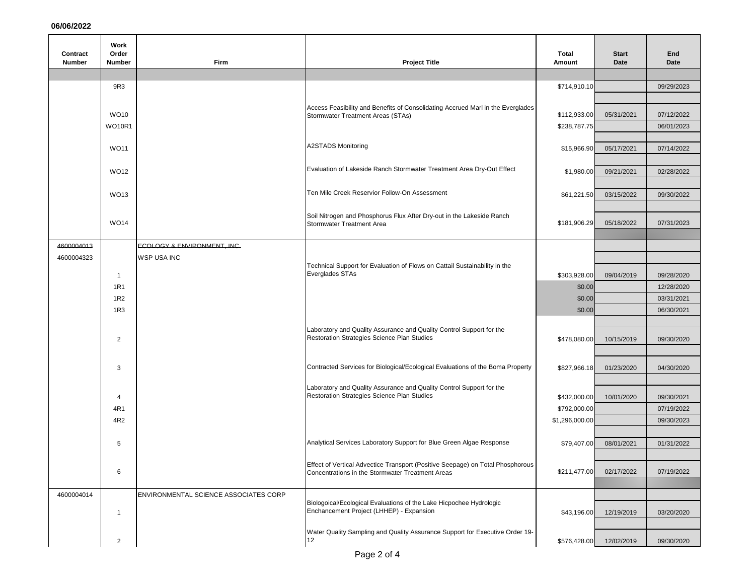06/06/2022

| Contract Number | Work Order Number | Firm | Project Title | Total Amount | Start Date | End Date |
|---|---|---|---|---|---|---|
| | 9R3 | | | $714,910.10 | | 09/29/2023 |
| | WO10 | | Access Feasibility and Benefits of Consolidating Accrued Marl in the Everglades Stormwater Treatment Areas (STAs) | $112,933.00 | 05/31/2021 | 07/12/2022 |
| | WO10R1 | | | $238,787.75 | | 06/01/2023 |
| | WO11 | | A2STADS Monitoring | $15,966.90 | 05/17/2021 | 07/14/2022 |
| | WO12 | | Evaluation of Lakeside Ranch Stormwater Treatment Area Dry-Out Effect | $1,980.00 | 09/21/2021 | 02/28/2022 |
| | WO13 | | Ten Mile Creek Reservior Follow-On Assessment | $61,221.50 | 03/15/2022 | 09/30/2022 |
| | WO14 | | Soil Nitrogen and Phosphorus Flux After Dry-out in the Lakeside Ranch Stormwater Treatment Area | $181,906.29 | 05/18/2022 | 07/31/2023 |
| ~~4600004013~~ | | ~~ECOLOGY & ENVIRONMENT, INC.~~ | | | | |
| 4600004323 | | WSP USA INC | | | | |
| | 1 | | Technical Support for Evaluation of Flows on Cattail Sustainability in the Everglades STAs | $303,928.00 | 09/04/2019 | 09/28/2020 |
| | 1R1 | | | $0.00 | | 12/28/2020 |
| | 1R2 | | | $0.00 | | 03/31/2021 |
| | 1R3 | | | $0.00 | | 06/30/2021 |
| | 2 | | Laboratory and Quality Assurance and Quality Control Support for the Restoration Strategies Science Plan Studies | $478,080.00 | 10/15/2019 | 09/30/2020 |
| | 3 | | Contracted Services for Biological/Ecological Evaluations of the Boma Property | $827,966.18 | 01/23/2020 | 04/30/2020 |
| | 4 | | Laboratory and Quality Assurance and Quality Control Support for the Restoration Strategies Science Plan Studies | $432,000.00 | 10/01/2020 | 09/30/2021 |
| | 4R1 | | | $792,000.00 | | 07/19/2022 |
| | 4R2 | | | $1,296,000.00 | | 09/30/2023 |
| | 5 | | Analytical Services Laboratory Support for Blue Green Algae Response | $79,407.00 | 08/01/2021 | 01/31/2022 |
| | 6 | | Effect of Vertical Advectice Transport (Positive Seepage) on Total Phosphorous Concentrations in the Stormwater Treatment Areas | $211,477.00 | 02/17/2022 | 07/19/2022 |
| 4600004014 | | ENVIRONMENTAL SCIENCE ASSOCIATES CORP | | | | |
| | 1 | | Biologoical/Ecological Evaluations of the Lake Hicpochee Hydrologic Enchancement Project (LHHEP) - Expansion | $43,196.00 | 12/19/2019 | 03/20/2020 |
| | 2 | | Water Quality Sampling and Quality Assurance Support for Executive Order 19-12 | $576,428.00 | 12/02/2019 | 09/30/2020 |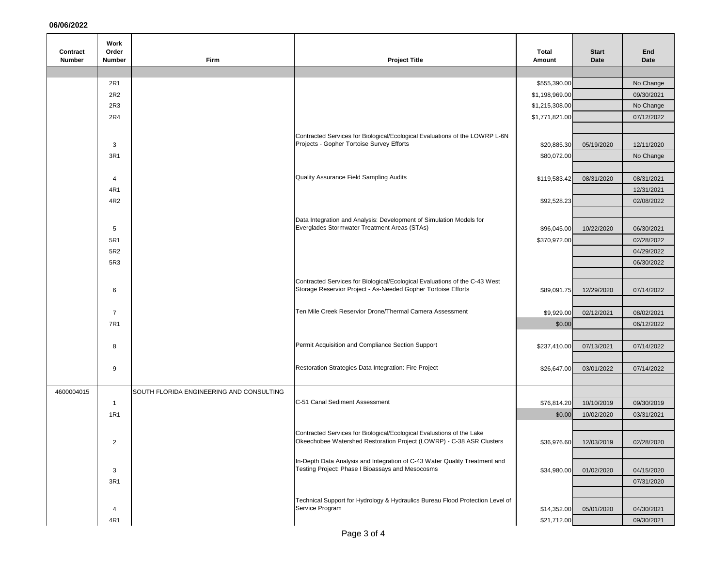06/06/2022

| Contract Number | Work Order Number | Firm | Project Title | Total Amount | Start Date | End Date |
|---|---|---|---|---|---|---|
| | | | | | | |
| | 2R1 | | | $555,390.00 | | No Change |
| | 2R2 | | | $1,198,969.00 | | 09/30/2021 |
| | 2R3 | | | $1,215,308.00 | | No Change |
| | 2R4 | | | $1,771,821.00 | | 07/12/2022 |
| | | | | | | |
| | 3 | | Contracted Services for Biological/Ecological Evaluations of the LOWRP L-6N Projects - Gopher Tortoise Survey Efforts | $20,885.30 | 05/19/2020 | 12/11/2020 |
| | 3R1 | | | $80,072.00 | | No Change |
| | | | | | | |
| | 4 | | Quality Assurance Field Sampling Audits | $119,583.42 | 08/31/2020 | 08/31/2021 |
| | 4R1 | | | | | 12/31/2021 |
| | 4R2 | | | $92,528.23 | | 02/08/2022 |
| | | | | | | |
| | 5 | | Data Integration and Analysis: Development of Simulation Models for Everglades Stormwater Treatment Areas (STAs) | $96,045.00 | 10/22/2020 | 06/30/2021 |
| | 5R1 | | | $370,972.00 | | 02/28/2022 |
| | 5R2 | | | | | 04/29/2022 |
| | 5R3 | | | | | 06/30/2022 |
| | | | | | | |
| | 6 | | Contracted Services for Biological/Ecological Evaluations of the C-43 West Storage Reservior Project - As-Needed Gopher Tortoise Efforts | $89,091.75 | 12/29/2020 | 07/14/2022 |
| | | | | | | |
| | 7 | | Ten Mile Creek Reservior Drone/Thermal Camera Assessment | $9,929.00 | 02/12/2021 | 08/02/2021 |
| | 7R1 | | | $0.00 | | 06/12/2022 |
| | | | | | | |
| | 8 | | Permit Acquisition and Compliance Section Support | $237,410.00 | 07/13/2021 | 07/14/2022 |
| | | | | | | |
| | 9 | | Restoration Strategies Data Integration: Fire Project | $26,647.00 | 03/01/2022 | 07/14/2022 |
| | | | | | | |
| 4600004015 | | SOUTH FLORIDA ENGINEERING AND CONSULTING | | | | |
| | 1 | | C-51 Canal Sediment Assessment | $76,814.20 | 10/10/2019 | 09/30/2019 |
| | 1R1 | | | $0.00 | 10/02/2020 | 03/31/2021 |
| | | | | | | |
| | 2 | | Contracted Services for Biological/Ecological Evalustions of the Lake Okeechobee Watershed Restoration Project (LOWRP) - C-38 ASR Clusters | $36,976.60 | 12/03/2019 | 02/28/2020 |
| | | | | | | |
| | 3 | | In-Depth Data Analysis and Integration of C-43 Water Quality Treatment and Testing Project: Phase I Bioassays and Mesocosms | $34,980.00 | 01/02/2020 | 04/15/2020 |
| | 3R1 | | | | | 07/31/2020 |
| | | | | | | |
| | 4 | | Technical Support for Hydrology & Hydraulics Bureau Flood Protection Level of Service Program | $14,352.00 | 05/01/2020 | 04/30/2021 |
| | 4R1 | | | $21,712.00 | | 09/30/2021 |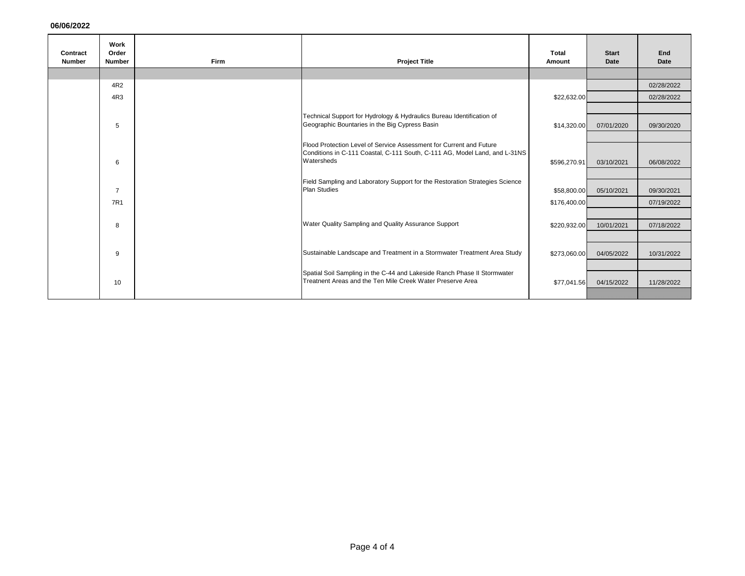06/06/2022

| Contract Number | Work Order Number | Firm | Project Title | Total Amount | Start Date | End Date |
|---|---|---|---|---|---|---|
| | | | | | | |
| | 4R2 | | | | | 02/28/2022 |
| | 4R3 | | | $22,632.00 | | 02/28/2022 |
| | 5 | | Technical Support for Hydrology & Hydraulics Bureau Identification of Geographic Bountaries in the Big Cypress Basin | $14,320.00 | 07/01/2020 | 09/30/2020 |
| | 6 | | Flood Protection Level of Service Assessment for Current and Future Conditions in C-111 Coastal, C-111 South, C-111 AG, Model Land, and L-31NS Watersheds | $596,270.91 | 03/10/2021 | 06/08/2022 |
| | 7 | | Field Sampling and Laboratory Support for the Restoration Strategies Science Plan Studies | $58,800.00 | 05/10/2021 | 09/30/2021 |
| | 7R1 | | | $176,400.00 | | 07/19/2022 |
| | 8 | | Water Quality Sampling and Quality Assurance Support | $220,932.00 | 10/01/2021 | 07/18/2022 |
| | 9 | | Sustainable Landscape and Treatment in a Stormwater Treatment Area Study | $273,060.00 | 04/05/2022 | 10/31/2022 |
| | 10 | | Spatial Soil Sampling in the C-44 and Lakeside Ranch Phase II Stormwater Treatnent Areas and the Ten Mile Creek Water Preserve Area | $77,041.56 | 04/15/2022 | 11/28/2022 |